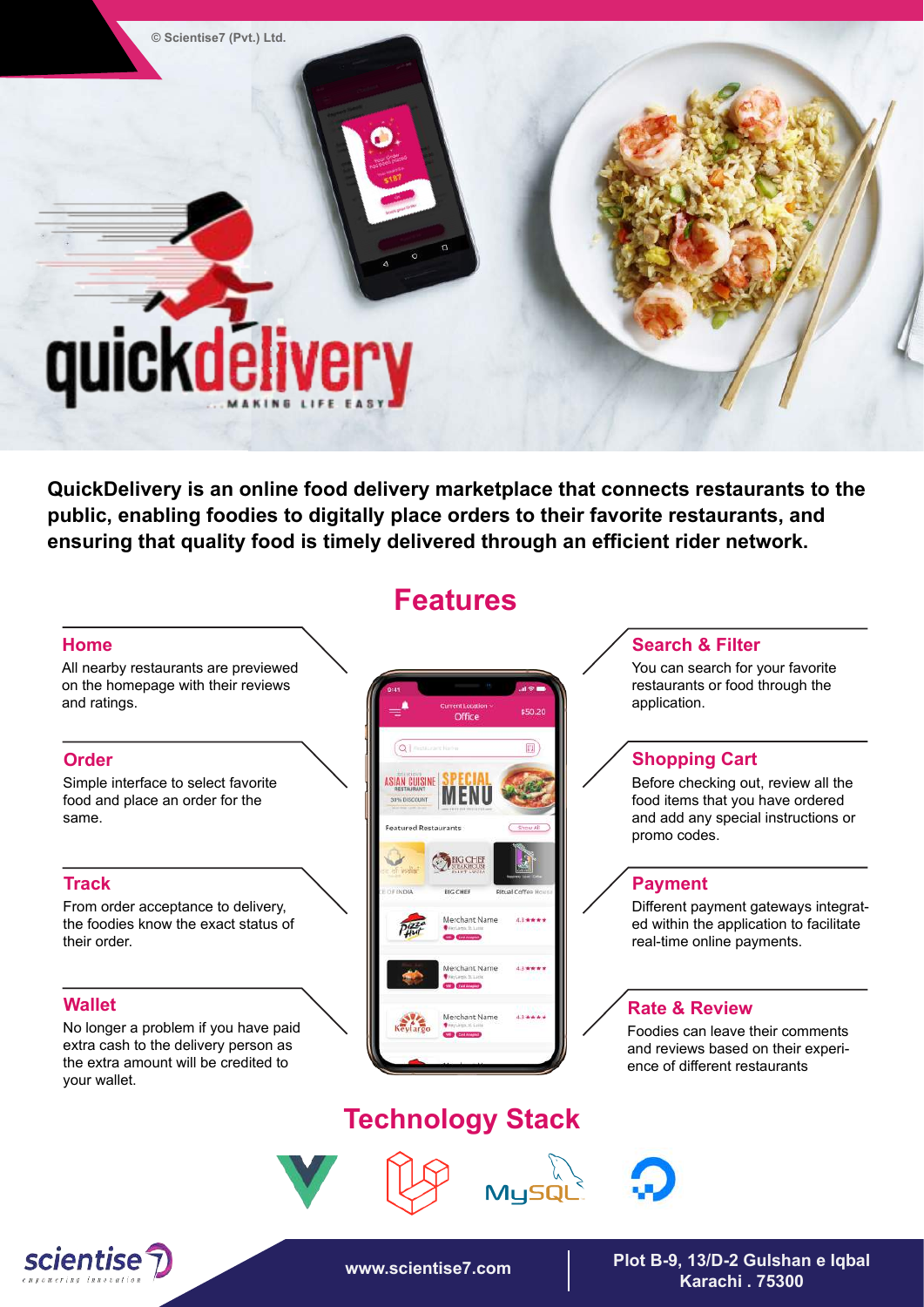© Scientise7 (Pvt.) Ltd.

# quickdelivery

...MAKING LIFE EASY

**QuickDelivery is an online food delivery marketplace that connects restaurants to the public, enabling foodies to digitally place orders to their favorite restaurants, and ensuring that quality food is timely delivered through an efficient rider network.**

## Features

### Home
All nearby restaurants are previewed on the homepage with their reviews and ratings.

### Order
Simple interface to select favorite food and place an order for the same.

### Track
From order acceptance to delivery, the foodies know the exact status of their order.

### Wallet
No longer a problem if you have paid extra cash to the delivery person as the extra amount will be credited to your wallet.

### Search & Filter
You can search for your favorite restaurants or food through the application.

### Shopping Cart
Before checking out, review all the food items that you have ordered and add any special instructions or promo codes.

### Payment
Different payment gateways integrated within the application to facilitate real-time online payments.

### Rate & Review
Foodies can leave their comments and reviews based on their experience of different restaurants

## Technology Stack

MySQL

scientise7 empowering innovation

www.scientise7.com

Plot B-9, 13/D-2 Gulshan e Iqbal Karachi . 75300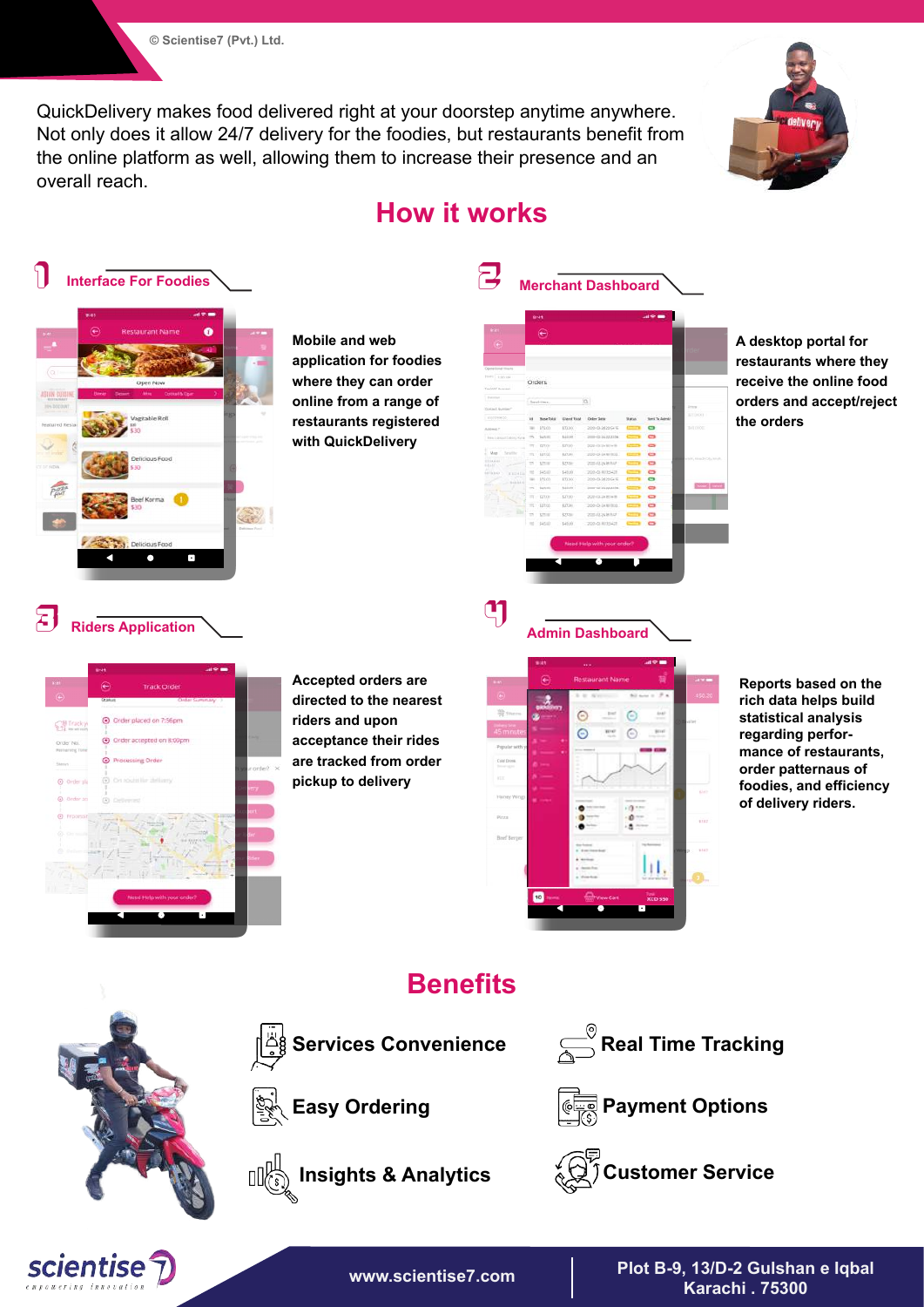© Scientise7 (Pvt.) Ltd.

QuickDelivery makes food delivered right at your doorstep anytime anywhere. Not only does it allow 24/7 delivery for the foodies, but restaurants benefit from the online platform as well, allowing them to increase their presence and an overall reach.

# How it works

## 1 Interface For Foodies

Mobile and web application for foodies where they can order online from a range of restaurants registered with QuickDelivery

## 2 Merchant Dashboard

A desktop portal for restaurants where they receive the online food orders and accept/reject the orders

## 3 Riders Application

Accepted orders are directed to the nearest riders and upon acceptance their rides are tracked from order pickup to delivery

## 4 Admin Dashboard

Reports based on the rich data helps build statistical analysis regarding performance of restaurants, order patternaus of foodies, and efficiency of delivery riders.

# Benefits

- Services Convenience
- Real Time Tracking
- Easy Ordering
- Payment Options
- Insights & Analytics
- Customer Service

scientise7 empowering innovation

www.scientise7.com

Plot B-9, 13/D-2 Gulshan e Iqbal
Karachi . 75300